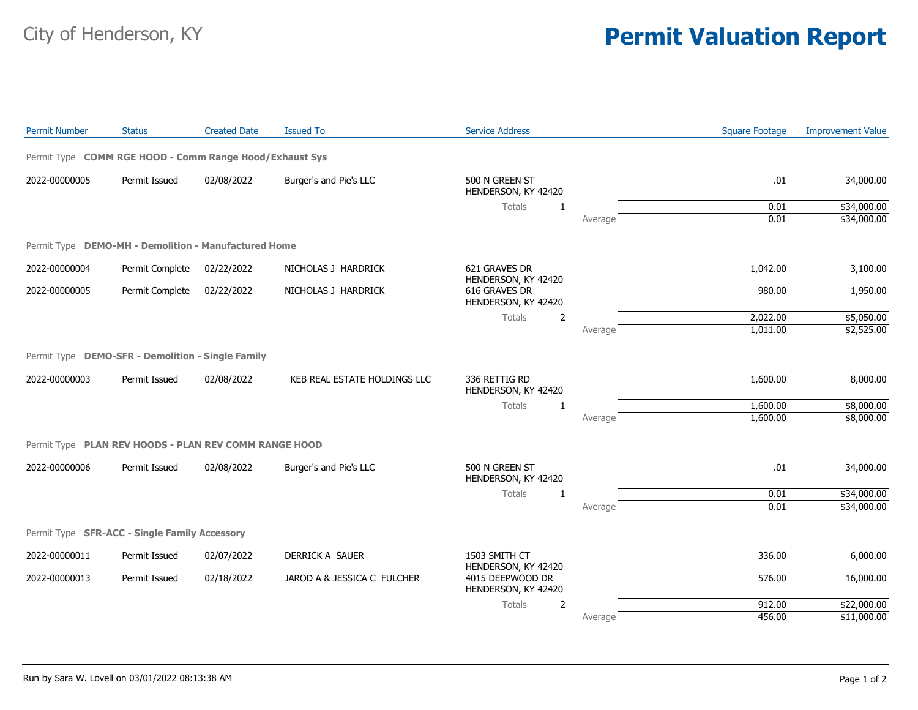City of Henderson, KY

# Permit Valuation Report

| Permit Number | Status | Created Date | Issued To | Service Address | | Square Footage | Improvement Value |
|---|---|---|---|---|---|---|---|
| **Permit Type COMM RGE HOOD - Comm Range Hood/Exhaust Sys** | | | | | | | |
| 2022-00000005 | Permit Issued | 02/08/2022 | Burger's and Pie's LLC | 500 N GREEN ST HENDERSON, KY 42420 | | .01 | 34,000.00 |
| | | | | Totals 1 | | 0.01 | $34,000.00 |
| | | | | | Average | 0.01 | $34,000.00 |
| **Permit Type DEMO-MH - Demolition - Manufactured Home** | | | | | | | |
| 2022-00000004 | Permit Complete | 02/22/2022 | NICHOLAS J HARDRICK | 621 GRAVES DR HENDERSON, KY 42420 | | 1,042.00 | 3,100.00 |
| 2022-00000005 | Permit Complete | 02/22/2022 | NICHOLAS J HARDRICK | 616 GRAVES DR HENDERSON, KY 42420 | | 980.00 | 1,950.00 |
| | | | | Totals 2 | | 2,022.00 | $5,050.00 |
| | | | | | Average | 1,011.00 | $2,525.00 |
| **Permit Type DEMO-SFR - Demolition - Single Family** | | | | | | | |
| 2022-00000003 | Permit Issued | 02/08/2022 | KEB REAL ESTATE HOLDINGS LLC | 336 RETTIG RD HENDERSON, KY 42420 | | 1,600.00 | 8,000.00 |
| | | | | Totals 1 | | 1,600.00 | $8,000.00 |
| | | | | | Average | 1,600.00 | $8,000.00 |
| **Permit Type PLAN REV HOODS - PLAN REV COMM RANGE HOOD** | | | | | | | |
| 2022-00000006 | Permit Issued | 02/08/2022 | Burger's and Pie's LLC | 500 N GREEN ST HENDERSON, KY 42420 | | .01 | 34,000.00 |
| | | | | Totals 1 | | 0.01 | $34,000.00 |
| | | | | | Average | 0.01 | $34,000.00 |
| **Permit Type SFR-ACC - Single Family Accessory** | | | | | | | |
| 2022-00000011 | Permit Issued | 02/07/2022 | DERRICK A SAUER | 1503 SMITH CT HENDERSON, KY 42420 | | 336.00 | 6,000.00 |
| 2022-00000013 | Permit Issued | 02/18/2022 | JAROD A & JESSICA C FULCHER | 4015 DEEPWOOD DR HENDERSON, KY 42420 | | 576.00 | 16,000.00 |
| | | | | Totals 2 | | 912.00 | $22,000.00 |
| | | | | | Average | 456.00 | $11,000.00 |

Run by Sara W. Lovell on 03/01/2022 08:13:38 AM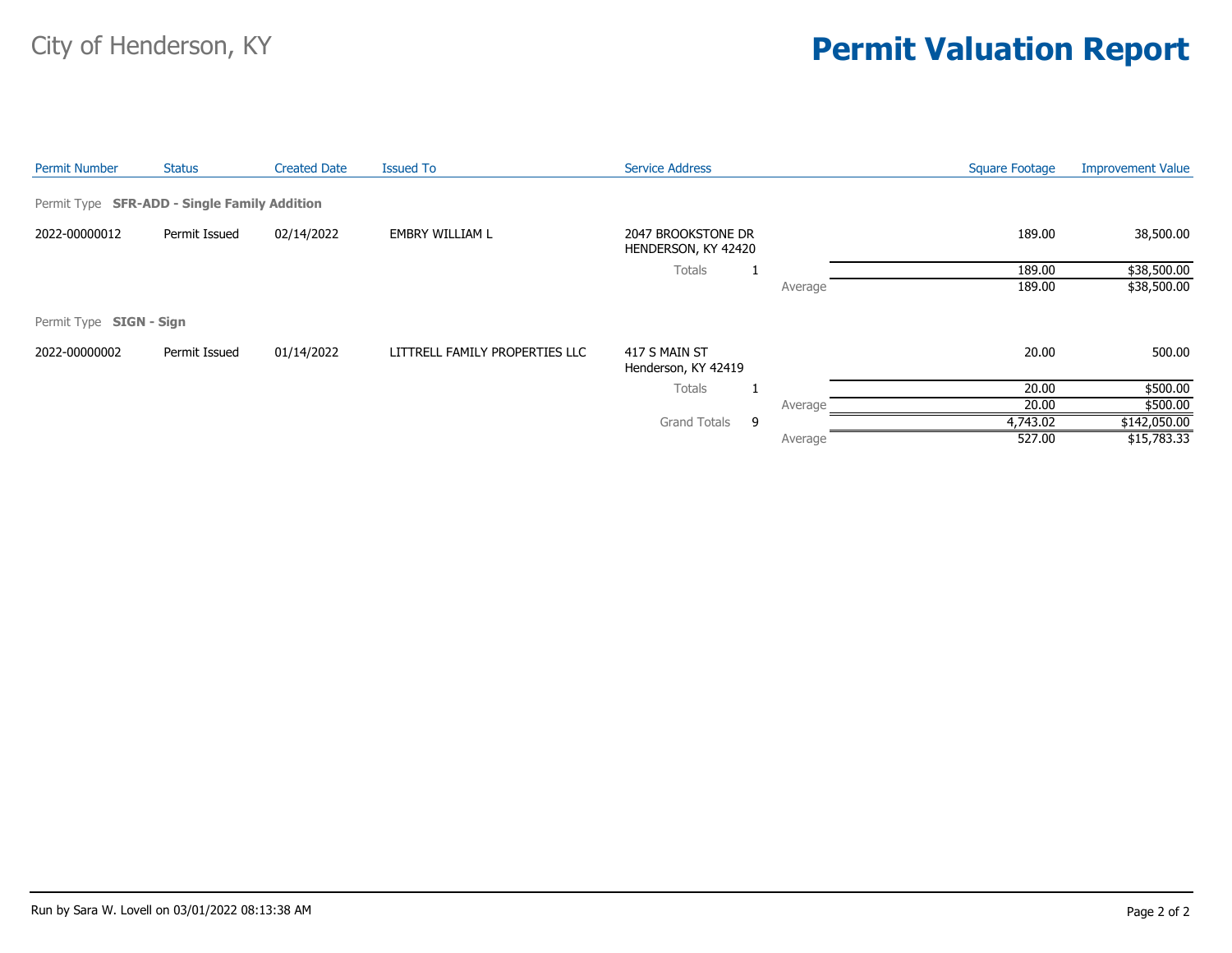City of Henderson, KY

# Permit Valuation Report

| Permit Number | Status | Created Date | Issued To | Service Address | | | Square Footage | Improvement Value |
|---|---|---|---|---|---|---|---|---|
| Permit Type **SFR-ADD - Single Family Addition** | | | | | | | | |
| 2022-00000012 | Permit Issued | 02/14/2022 | EMBRY WILLIAM L | 2047 BROOKSTONE DR HENDERSON, KY 42420 | | | 189.00 | 38,500.00 |
| | | | | Totals | 1 | | 189.00 | $38,500.00 |
| | | | | | | Average | 189.00 | $38,500.00 |
| Permit Type **SIGN - Sign** | | | | | | | | |
| 2022-00000002 | Permit Issued | 01/14/2022 | LITTRELL FAMILY PROPERTIES LLC | 417 S MAIN ST Henderson, KY 42419 | | | 20.00 | 500.00 |
| | | | | Totals | 1 | | 20.00 | $500.00 |
| | | | | | | Average | 20.00 | $500.00 |
| | | | | Grand Totals | 9 | | 4,743.02 | $142,050.00 |
| | | | | | | Average | 527.00 | $15,783.33 |

Run by Sara W. Lovell on 03/01/2022 08:13:38 AM